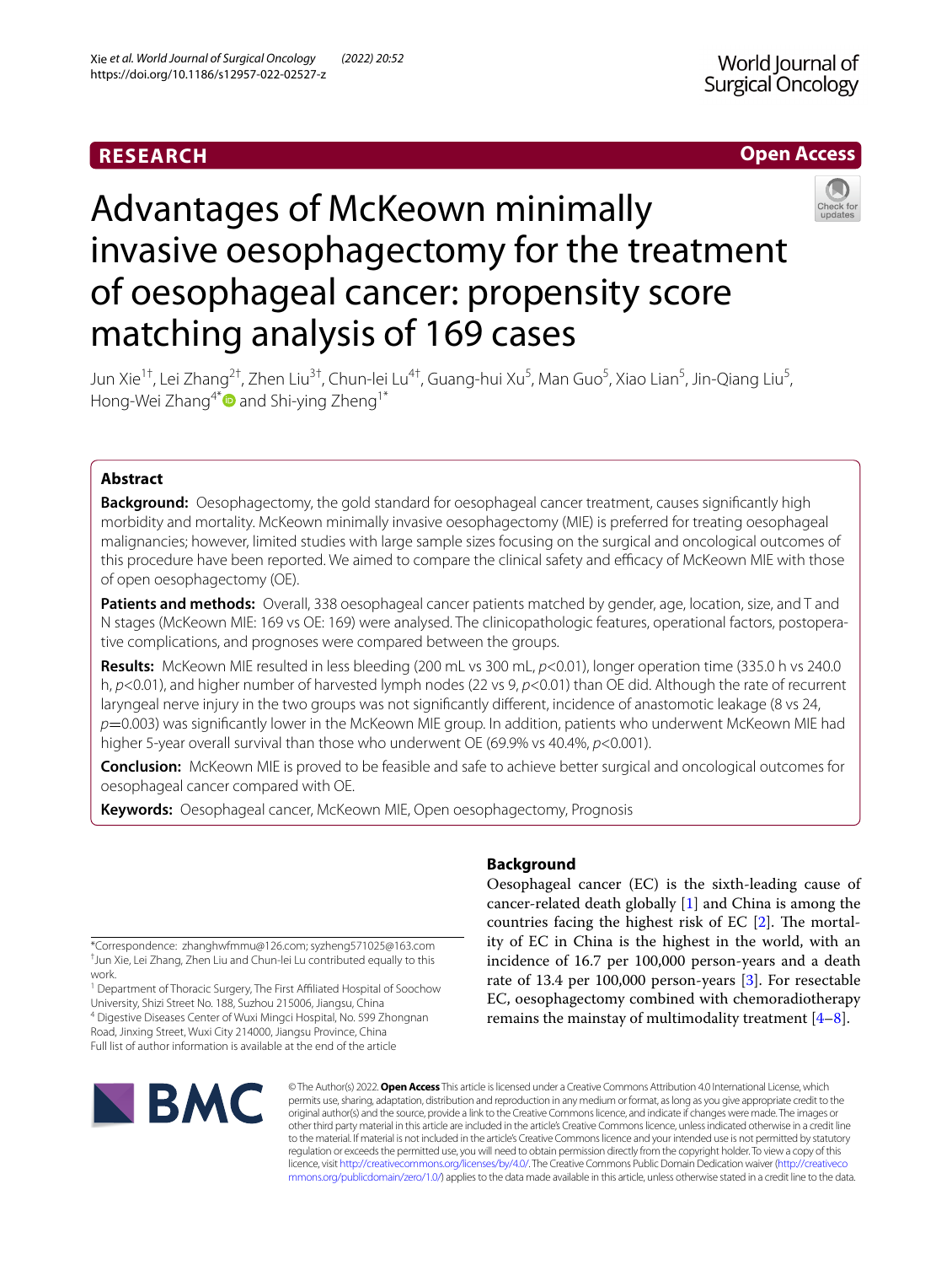**RESEARCH** **Open Access**

# Advantages of McKeown minimally invasive oesophagectomy for the treatment of oesophageal cancer: propensity score matching analysis of 169 cases

Jun Xie[1†], Lei Zhang[2†], Zhen Liu[3†], Chun-lei Lu[4†], Guang-hui Xu[5], Man Guo[5], Xiao Lian[5], Jin-Qiang Liu[5], Hong-Wei Zhang[4*] and Shi-ying Zheng[1*]

## Abstract

**Background:** Oesophagectomy, the gold standard for oesophageal cancer treatment, causes significantly high morbidity and mortality. McKeown minimally invasive oesophagectomy (MIE) is preferred for treating oesophageal malignancies; however, limited studies with large sample sizes focusing on the surgical and oncological outcomes of this procedure have been reported. We aimed to compare the clinical safety and efficacy of McKeown MIE with those of open oesophagectomy (OE).

**Patients and methods:** Overall, 338 oesophageal cancer patients matched by gender, age, location, size, and T and N stages (McKeown MIE: 169 vs OE: 169) were analysed. The clinicopathologic features, operational factors, postoperative complications, and prognoses were compared between the groups.

**Results:** McKeown MIE resulted in less bleeding (200 mL vs 300 mL, $p<0.01$), longer operation time (335.0 h vs 240.0 h, $p<0.01$), and higher number of harvested lymph nodes (22 vs 9, $p<0.01$) than OE did. Although the rate of recurrent laryngeal nerve injury in the two groups was not significantly different, incidence of anastomotic leakage (8 vs 24, $p=0.003$) was significantly lower in the McKeown MIE group. In addition, patients who underwent McKeown MIE had higher 5-year overall survival than those who underwent OE (69.9% vs 40.4%, $p<0.001$).

**Conclusion:** McKeown MIE is proved to be feasible and safe to achieve better surgical and oncological outcomes for oesophageal cancer compared with OE.

**Keywords:** Oesophageal cancer, McKeown MIE, Open oesophagectomy, Prognosis

## Background

Oesophageal cancer (EC) is the sixth-leading cause of cancer-related death globally [1] and China is among the countries facing the highest risk of EC [2]. The mortality of EC in China is the highest in the world, with an incidence of 16.7 per 100,000 person-years and a death rate of 13.4 per 100,000 person-years [3]. For resectable EC, oesophagectomy combined with chemoradiotherapy remains the mainstay of multimodality treatment [4–8].

*Correspondence: zhanghwfmmu@126.com; syzheng571025@163.com
†Jun Xie, Lei Zhang, Zhen Liu and Chun-lei Lu contributed equally to this work.
[1] Department of Thoracic Surgery, The First Affiliated Hospital of Soochow University, Shizi Street No. 188, Suzhou 215006, Jiangsu, China
[4] Digestive Diseases Center of Wuxi Mingci Hospital, No. 599 Zhongnan Road, Jinxing Street, Wuxi City 214000, Jiangsu Province, China
Full list of author information is available at the end of the article

© The Author(s) 2022. **Open Access** This article is licensed under a Creative Commons Attribution 4.0 International License, which permits use, sharing, adaptation, distribution and reproduction in any medium or format, as long as you give appropriate credit to the original author(s) and the source, provide a link to the Creative Commons licence, and indicate if changes were made. The images or other third party material in this article are included in the article's Creative Commons licence, unless indicated otherwise in a credit line to the material. If material is not included in the article's Creative Commons licence and your intended use is not permitted by statutory regulation or exceeds the permitted use, you will need to obtain permission directly from the copyright holder. To view a copy of this licence, visit http://creativecommons.org/licenses/by/4.0/. The Creative Commons Public Domain Dedication waiver (http://creativecommons.org/publicdomain/zero/1.0/) applies to the data made available in this article, unless otherwise stated in a credit line to the data.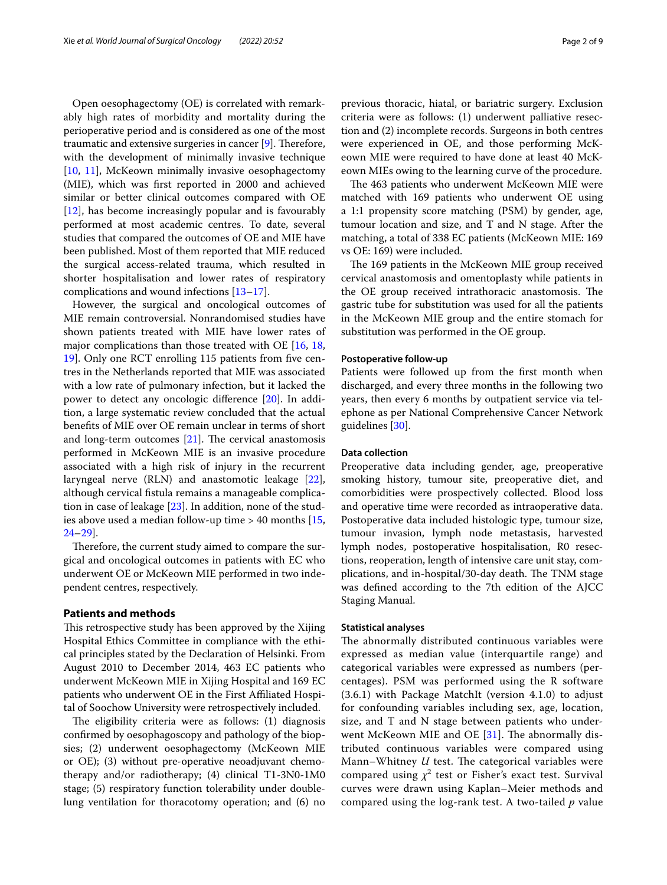Open oesophagectomy (OE) is correlated with remarkably high rates of morbidity and mortality during the perioperative period and is considered as one of the most traumatic and extensive surgeries in cancer [9]. Therefore, with the development of minimally invasive technique [10, 11], McKeown minimally invasive oesophagectomy (MIE), which was first reported in 2000 and achieved similar or better clinical outcomes compared with OE [12], has become increasingly popular and is favourably performed at most academic centres. To date, several studies that compared the outcomes of OE and MIE have been published. Most of them reported that MIE reduced the surgical access-related trauma, which resulted in shorter hospitalisation and lower rates of respiratory complications and wound infections [13–17].

However, the surgical and oncological outcomes of MIE remain controversial. Nonrandomised studies have shown patients treated with MIE have lower rates of major complications than those treated with OE [16, 18, 19]. Only one RCT enrolling 115 patients from five centres in the Netherlands reported that MIE was associated with a low rate of pulmonary infection, but it lacked the power to detect any oncologic difference [20]. In addition, a large systematic review concluded that the actual benefits of MIE over OE remain unclear in terms of short and long-term outcomes [21]. The cervical anastomosis performed in McKeown MIE is an invasive procedure associated with a high risk of injury in the recurrent laryngeal nerve (RLN) and anastomotic leakage [22], although cervical fistula remains a manageable complication in case of leakage [23]. In addition, none of the studies above used a median follow-up time > 40 months [15, 24–29].

Therefore, the current study aimed to compare the surgical and oncological outcomes in patients with EC who underwent OE or McKeown MIE performed in two independent centres, respectively.

## Patients and methods

This retrospective study has been approved by the Xijing Hospital Ethics Committee in compliance with the ethical principles stated by the Declaration of Helsinki. From August 2010 to December 2014, 463 EC patients who underwent McKeown MIE in Xijing Hospital and 169 EC patients who underwent OE in the First Affiliated Hospital of Soochow University were retrospectively included.

The eligibility criteria were as follows: (1) diagnosis confirmed by oesophagoscopy and pathology of the biopsies; (2) underwent oesophagectomy (McKeown MIE or OE); (3) without pre-operative neoadjuvant chemotherapy and/or radiotherapy; (4) clinical T1-3N0-1M0 stage; (5) respiratory function tolerability under double-lung ventilation for thoracotomy operation; and (6) no previous thoracic, hiatal, or bariatric surgery. Exclusion criteria were as follows: (1) underwent palliative resection and (2) incomplete records. Surgeons in both centres were experienced in OE, and those performing McKeown MIE were required to have done at least 40 McKeown MIEs owing to the learning curve of the procedure.

The 463 patients who underwent McKeown MIE were matched with 169 patients who underwent OE using a 1:1 propensity score matching (PSM) by gender, age, tumour location and size, and T and N stage. After the matching, a total of 338 EC patients (McKeown MIE: 169 vs OE: 169) were included.

The 169 patients in the McKeown MIE group received cervical anastomosis and omentoplasty while patients in the OE group received intrathoracic anastomosis. The gastric tube for substitution was used for all the patients in the McKeown MIE group and the entire stomach for substitution was performed in the OE group.

### Postoperative follow-up

Patients were followed up from the first month when discharged, and every three months in the following two years, then every 6 months by outpatient service via telephone as per National Comprehensive Cancer Network guidelines [30].

### Data collection

Preoperative data including gender, age, preoperative smoking history, tumour site, preoperative diet, and comorbidities were prospectively collected. Blood loss and operative time were recorded as intraoperative data. Postoperative data included histologic type, tumour size, tumour invasion, lymph node metastasis, harvested lymph nodes, postoperative hospitalisation, R0 resections, reoperation, length of intensive care unit stay, complications, and in-hospital/30-day death. The TNM stage was defined according to the 7th edition of the AJCC Staging Manual.

### Statistical analyses

The abnormally distributed continuous variables were expressed as median value (interquartile range) and categorical variables were expressed as numbers (percentages). PSM was performed using the R software (3.6.1) with Package MatchIt (version 4.1.0) to adjust for confounding variables including sex, age, location, size, and T and N stage between patients who underwent McKeown MIE and OE [31]. The abnormally distributed continuous variables were compared using Mann–Whitney $U$ test. The categorical variables were compared using $\chi^2$ test or Fisher's exact test. Survival curves were drawn using Kaplan–Meier methods and compared using the log-rank test. A two-tailed $p$ value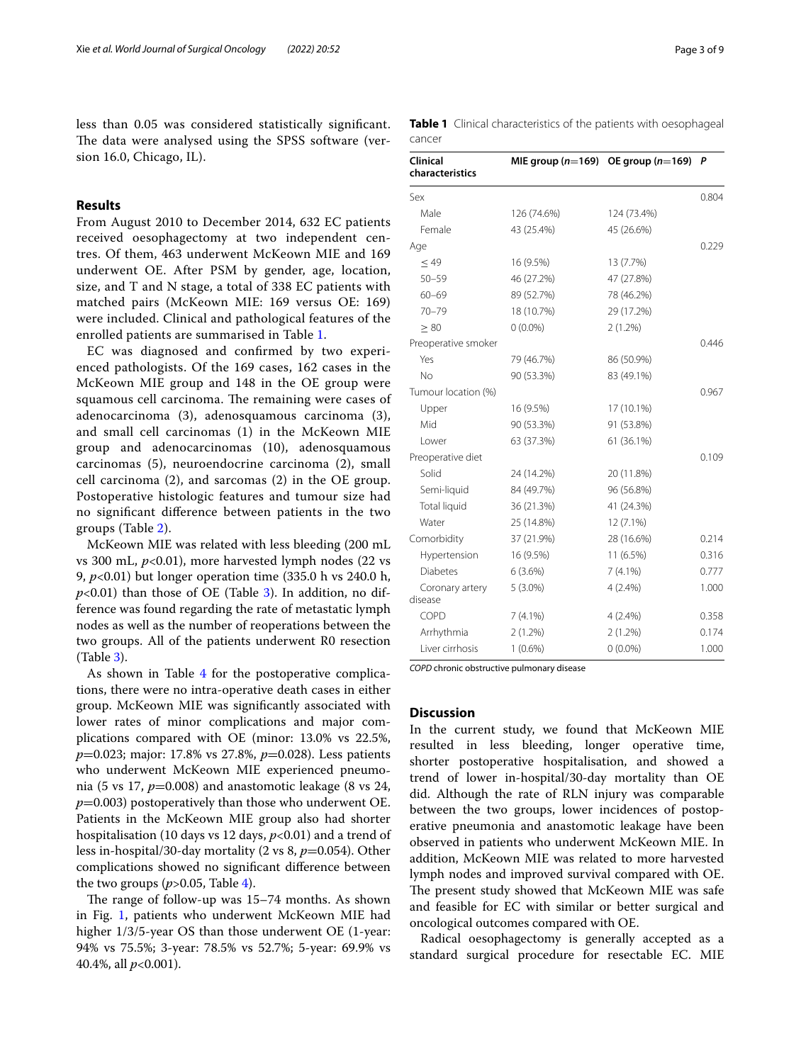less than 0.05 was considered statistically significant. The data were analysed using the SPSS software (version 16.0, Chicago, IL).

## Results

From August 2010 to December 2014, 632 EC patients received oesophagectomy at two independent centres. Of them, 463 underwent McKeown MIE and 169 underwent OE. After PSM by gender, age, location, size, and T and N stage, a total of 338 EC patients with matched pairs (McKeown MIE: 169 versus OE: 169) were included. Clinical and pathological features of the enrolled patients are summarised in Table 1.

EC was diagnosed and confirmed by two experienced pathologists. Of the 169 cases, 162 cases in the McKeown MIE group and 148 in the OE group were squamous cell carcinoma. The remaining were cases of adenocarcinoma (3), adenosquamous carcinoma (3), and small cell carcinomas (1) in the McKeown MIE group and adenocarcinomas (10), adenosquamous carcinomas (5), neuroendocrine carcinoma (2), small cell carcinoma (2), and sarcomas (2) in the OE group. Postoperative histologic features and tumour size had no significant difference between patients in the two groups (Table 2).

McKeown MIE was related with less bleeding (200 mL vs 300 mL, $p<0.01$), more harvested lymph nodes (22 vs 9, $p<0.01$) but longer operation time (335.0 h vs 240.0 h, $p<0.01$) than those of OE (Table 3). In addition, no difference was found regarding the rate of metastatic lymph nodes as well as the number of reoperations between the two groups. All of the patients underwent R0 resection (Table 3).

As shown in Table 4 for the postoperative complications, there were no intra-operative death cases in either group. McKeown MIE was significantly associated with lower rates of minor complications and major complications compared with OE (minor: 13.0% vs 22.5%, $p=0.023$; major: 17.8% vs 27.8%, $p=0.028$). Less patients who underwent McKeown MIE experienced pneumonia (5 vs 17, $p=0.008$) and anastomotic leakage (8 vs 24, $p=0.003$) postoperatively than those who underwent OE. Patients in the McKeown MIE group also had shorter hospitalisation (10 days vs 12 days, $p<0.01$) and a trend of less in-hospital/30-day mortality (2 vs 8, $p=0.054$). Other complications showed no significant difference between the two groups ($p>0.05$, Table 4).

The range of follow-up was 15–74 months. As shown in Fig. 1, patients who underwent McKeown MIE had higher 1/3/5-year OS than those underwent OE (1-year: 94% vs 75.5%; 3-year: 78.5% vs 52.7%; 5-year: 69.9% vs 40.4%, all $p<0.001$).

**Table 1** Clinical characteristics of the patients with oesophageal cancer

| Clinical characteristics | MIE group ($n=169$) | OE group ($n=169$) | P |
|---|---|---|---|
| Sex | | | 0.804 |
| Male | 126 (74.6%) | 124 (73.4%) | |
| Female | 43 (25.4%) | 45 (26.6%) | |
| Age | | | 0.229 |
| ≤ 49 | 16 (9.5%) | 13 (7.7%) | |
| 50–59 | 46 (27.2%) | 47 (27.8%) | |
| 60–69 | 89 (52.7%) | 78 (46.2%) | |
| 70–79 | 18 (10.7%) | 29 (17.2%) | |
| ≥ 80 | 0 (0.0%) | 2 (1.2%) | |
| Preoperative smoker | | | 0.446 |
| Yes | 79 (46.7%) | 86 (50.9%) | |
| No | 90 (53.3%) | 83 (49.1%) | |
| Tumour location (%) | | | 0.967 |
| Upper | 16 (9.5%) | 17 (10.1%) | |
| Mid | 90 (53.3%) | 91 (53.8%) | |
| Lower | 63 (37.3%) | 61 (36.1%) | |
| Preoperative diet | | | 0.109 |
| Solid | 24 (14.2%) | 20 (11.8%) | |
| Semi-liquid | 84 (49.7%) | 96 (56.8%) | |
| Total liquid | 36 (21.3%) | 41 (24.3%) | |
| Water | 25 (14.8%) | 12 (7.1%) | |
| Comorbidity | 37 (21.9%) | 28 (16.6%) | 0.214 |
| Hypertension | 16 (9.5%) | 11 (6.5%) | 0.316 |
| Diabetes | 6 (3.6%) | 7 (4.1%) | 0.777 |
| Coronary artery disease | 5 (3.0%) | 4 (2.4%) | 1.000 |
| COPD | 7 (4.1%) | 4 (2.4%) | 0.358 |
| Arrhythmia | 2 (1.2%) | 2 (1.2%) | 0.174 |
| Liver cirrhosis | 1 (0.6%) | 0 (0.0%) | 1.000 |

*COPD* chronic obstructive pulmonary disease

## Discussion

In the current study, we found that McKeown MIE resulted in less bleeding, longer operative time, shorter postoperative hospitalisation, and showed a trend of lower in-hospital/30-day mortality than OE did. Although the rate of RLN injury was comparable between the two groups, lower incidences of postoperative pneumonia and anastomotic leakage have been observed in patients who underwent McKeown MIE. In addition, McKeown MIE was related to more harvested lymph nodes and improved survival compared with OE. The present study showed that McKeown MIE was safe and feasible for EC with similar or better surgical and oncological outcomes compared with OE.

Radical oesophagectomy is generally accepted as a standard surgical procedure for resectable EC. MIE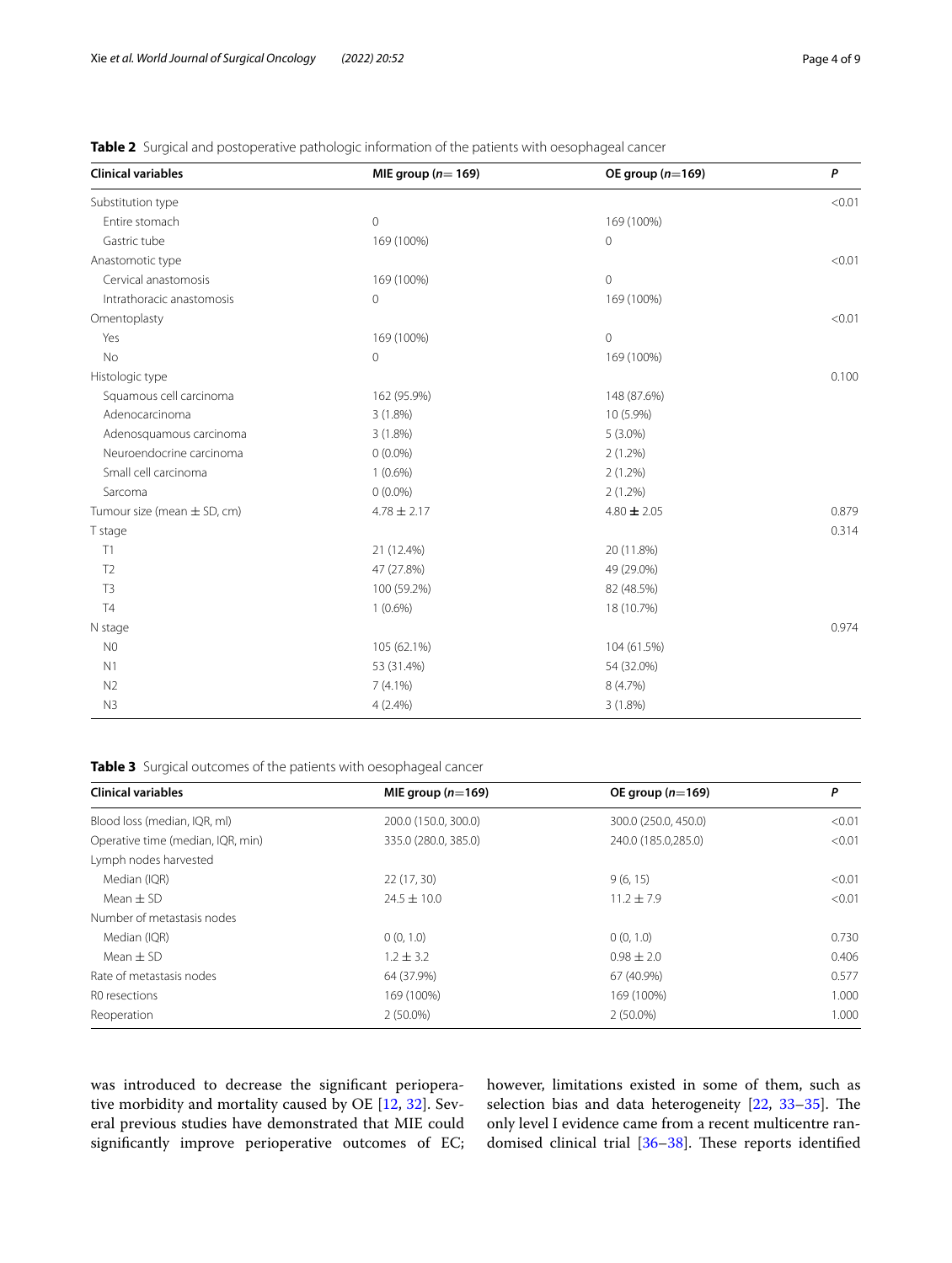**Table 2** Surgical and postoperative pathologic information of the patients with oesophageal cancer

| Clinical variables | MIE group ($n$= 169) | OE group ($n$=169) | *P* |
|---|---|---|---|
| Substitution type | | | <0.01 |
| Entire stomach | 0 | 169 (100%) | |
| Gastric tube | 169 (100%) | 0 | |
| Anastomotic type | | | <0.01 |
| Cervical anastomosis | 169 (100%) | 0 | |
| Intrathoracic anastomosis | 0 | 169 (100%) | |
| Omentoplasty | | | <0.01 |
| Yes | 169 (100%) | 0 | |
| No | 0 | 169 (100%) | |
| Histologic type | | | 0.100 |
| Squamous cell carcinoma | 162 (95.9%) | 148 (87.6%) | |
| Adenocarcinoma | 3 (1.8%) | 10 (5.9%) | |
| Adenosquamous carcinoma | 3 (1.8%) | 5 (3.0%) | |
| Neuroendocrine carcinoma | 0 (0.0%) | 2 (1.2%) | |
| Small cell carcinoma | 1 (0.6%) | 2 (1.2%) | |
| Sarcoma | 0 (0.0%) | 2 (1.2%) | |
| Tumour size (mean ± SD, cm) | 4.78 ± 2.17 | 4.80 ± 2.05 | 0.879 |
| T stage | | | 0.314 |
| T1 | 21 (12.4%) | 20 (11.8%) | |
| T2 | 47 (27.8%) | 49 (29.0%) | |
| T3 | 100 (59.2%) | 82 (48.5%) | |
| T4 | 1 (0.6%) | 18 (10.7%) | |
| N stage | | | 0.974 |
| N0 | 105 (62.1%) | 104 (61.5%) | |
| N1 | 53 (31.4%) | 54 (32.0%) | |
| N2 | 7 (4.1%) | 8 (4.7%) | |
| N3 | 4 (2.4%) | 3 (1.8%) | |

**Table 3** Surgical outcomes of the patients with oesophageal cancer

| Clinical variables | MIE group ($n$=169) | OE group ($n$=169) | *P* |
|---|---|---|---|
| Blood loss (median, IQR, ml) | 200.0 (150.0, 300.0) | 300.0 (250.0, 450.0) | <0.01 |
| Operative time (median, IQR, min) | 335.0 (280.0, 385.0) | 240.0 (185.0,285.0) | <0.01 |
| Lymph nodes harvested | | | |
| Median (IQR) | 22 (17, 30) | 9 (6, 15) | <0.01 |
| Mean ± SD | 24.5 ± 10.0 | 11.2 ± 7.9 | <0.01 |
| Number of metastasis nodes | | | |
| Median (IQR) | 0 (0, 1.0) | 0 (0, 1.0) | 0.730 |
| Mean ± SD | 1.2 ± 3.2 | 0.98 ± 2.0 | 0.406 |
| Rate of metastasis nodes | 64 (37.9%) | 67 (40.9%) | 0.577 |
| R0 resections | 169 (100%) | 169 (100%) | 1.000 |
| Reoperation | 2 (50.0%) | 2 (50.0%) | 1.000 |

was introduced to decrease the significant perioperative morbidity and mortality caused by OE [12, 32]. Several previous studies have demonstrated that MIE could significantly improve perioperative outcomes of EC; however, limitations existed in some of them, such as selection bias and data heterogeneity [22, 33–35]. The only level I evidence came from a recent multicentre randomised clinical trial [36–38]. These reports identified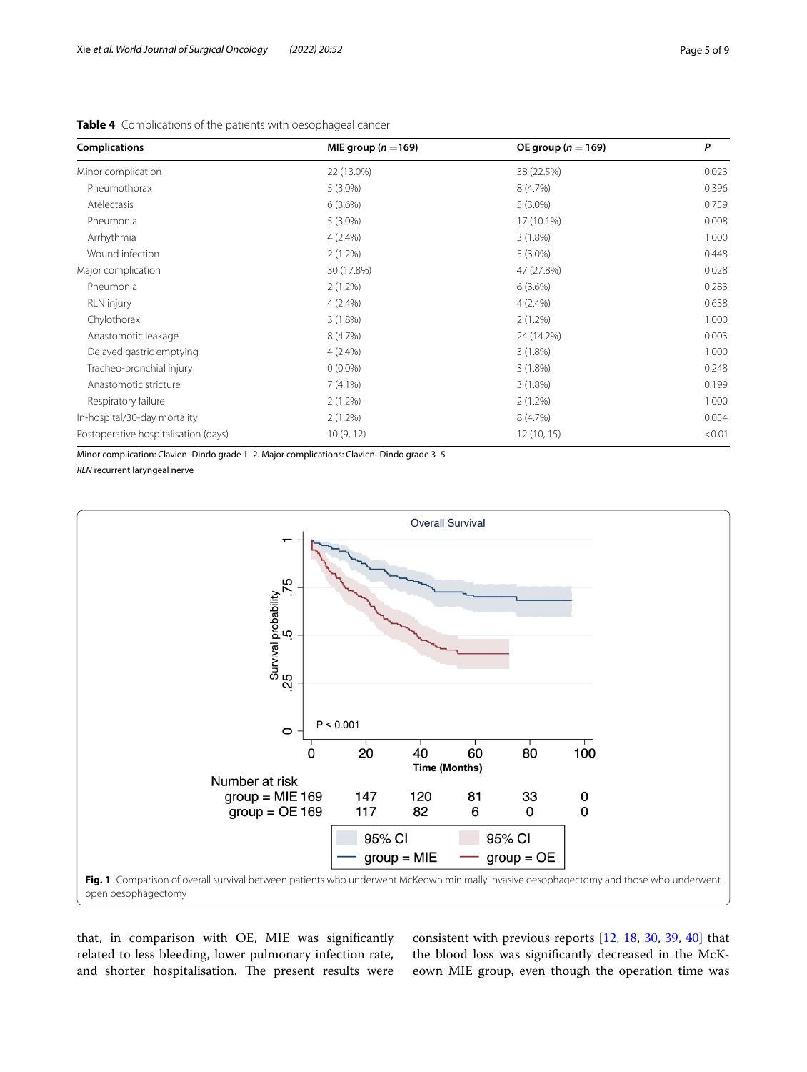**Table 4** Complications of the patients with oesophageal cancer

| Complications | MIE group ($n$ =169) | OE group ($n$ = 169) | *P* |
|---|---|---|---|
| Minor complication | 22 (13.0%) | 38 (22.5%) | 0.023 |
| Pneumothorax | 5 (3.0%) | 8 (4.7%) | 0.396 |
| Atelectasis | 6 (3.6%) | 5 (3.0%) | 0.759 |
| Pneumonia | 5 (3.0%) | 17 (10.1%) | 0.008 |
| Arrhythmia | 4 (2.4%) | 3 (1.8%) | 1.000 |
| Wound infection | 2 (1.2%) | 5 (3.0%) | 0.448 |
| Major complication | 30 (17.8%) | 47 (27.8%) | 0.028 |
| Pneumonia | 2 (1.2%) | 6 (3.6%) | 0.283 |
| RLN injury | 4 (2.4%) | 4 (2.4%) | 0.638 |
| Chylothorax | 3 (1.8%) | 2 (1.2%) | 1.000 |
| Anastomotic leakage | 8 (4.7%) | 24 (14.2%) | 0.003 |
| Delayed gastric emptying | 4 (2.4%) | 3 (1.8%) | 1.000 |
| Tracheo-bronchial injury | 0 (0.0%) | 3 (1.8%) | 0.248 |
| Anastomotic stricture | 7 (4.1%) | 3 (1.8%) | 0.199 |
| Respiratory failure | 2 (1.2%) | 2 (1.2%) | 1.000 |
| In-hospital/30-day mortality | 2 (1.2%) | 8 (4.7%) | 0.054 |
| Postoperative hospitalisation (days) | 10 (9, 12) | 12 (10, 15) | <0.01 |

Minor complication: Clavien–Dindo grade 1–2. Major complications: Clavien–Dindo grade 3–5

*RLN* recurrent laryngeal nerve

**Fig. 1** Comparison of overall survival between patients who underwent McKeown minimally invasive oesophagectomy and those who underwent open oesophagectomy

that, in comparison with OE, MIE was significantly related to less bleeding, lower pulmonary infection rate, and shorter hospitalisation. The present results were consistent with previous reports [12, 18, 30, 39, 40] that the blood loss was significantly decreased in the McKeown MIE group, even though the operation time was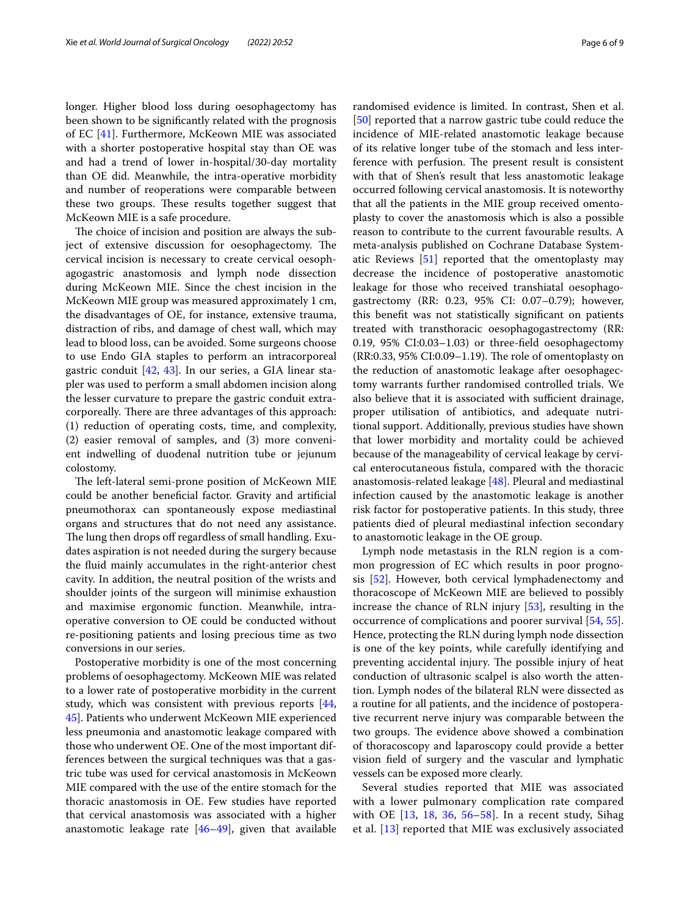longer. Higher blood loss during oesophagectomy has been shown to be significantly related with the prognosis of EC [41]. Furthermore, McKeown MIE was associated with a shorter postoperative hospital stay than OE was and had a trend of lower in-hospital/30-day mortality than OE did. Meanwhile, the intra-operative morbidity and number of reoperations were comparable between these two groups. These results together suggest that McKeown MIE is a safe procedure.

The choice of incision and position are always the subject of extensive discussion for oesophagectomy. The cervical incision is necessary to create cervical oesophagogastric anastomosis and lymph node dissection during McKeown MIE. Since the chest incision in the McKeown MIE group was measured approximately 1 cm, the disadvantages of OE, for instance, extensive trauma, distraction of ribs, and damage of chest wall, which may lead to blood loss, can be avoided. Some surgeons choose to use Endo GIA staples to perform an intracorporeal gastric conduit [42, 43]. In our series, a GIA linear stapler was used to perform a small abdomen incision along the lesser curvature to prepare the gastric conduit extracorporeally. There are three advantages of this approach: (1) reduction of operating costs, time, and complexity, (2) easier removal of samples, and (3) more convenient indwelling of duodenal nutrition tube or jejunum colostomy.

The left-lateral semi-prone position of McKeown MIE could be another beneficial factor. Gravity and artificial pneumothorax can spontaneously expose mediastinal organs and structures that do not need any assistance. The lung then drops off regardless of small handling. Exudates aspiration is not needed during the surgery because the fluid mainly accumulates in the right-anterior chest cavity. In addition, the neutral position of the wrists and shoulder joints of the surgeon will minimise exhaustion and maximise ergonomic function. Meanwhile, intraoperative conversion to OE could be conducted without re-positioning patients and losing precious time as two conversions in our series.

Postoperative morbidity is one of the most concerning problems of oesophagectomy. McKeown MIE was related to a lower rate of postoperative morbidity in the current study, which was consistent with previous reports [44, 45]. Patients who underwent McKeown MIE experienced less pneumonia and anastomotic leakage compared with those who underwent OE. One of the most important differences between the surgical techniques was that a gastric tube was used for cervical anastomosis in McKeown MIE compared with the use of the entire stomach for the thoracic anastomosis in OE. Few studies have reported that cervical anastomosis was associated with a higher anastomotic leakage rate [46–49], given that available randomised evidence is limited. In contrast, Shen et al. [50] reported that a narrow gastric tube could reduce the incidence of MIE-related anastomotic leakage because of its relative longer tube of the stomach and less interference with perfusion. The present result is consistent with that of Shen's result that less anastomotic leakage occurred following cervical anastomosis. It is noteworthy that all the patients in the MIE group received omentoplasty to cover the anastomosis which is also a possible reason to contribute to the current favourable results. A meta-analysis published on Cochrane Database Systematic Reviews [51] reported that the omentoplasty may decrease the incidence of postoperative anastomotic leakage for those who received transhiatal oesophagogastrectomy (RR: 0.23, 95% CI: 0.07–0.79); however, this benefit was not statistically significant on patients treated with transthoracic oesophagogastrectomy (RR: 0.19, 95% CI:0.03–1.03) or three-field oesophagectomy (RR:0.33, 95% CI:0.09–1.19). The role of omentoplasty on the reduction of anastomotic leakage after oesophagectomy warrants further randomised controlled trials. We also believe that it is associated with sufficient drainage, proper utilisation of antibiotics, and adequate nutritional support. Additionally, previous studies have shown that lower morbidity and mortality could be achieved because of the manageability of cervical leakage by cervical enterocutaneous fistula, compared with the thoracic anastomosis-related leakage [48]. Pleural and mediastinal infection caused by the anastomotic leakage is another risk factor for postoperative patients. In this study, three patients died of pleural mediastinal infection secondary to anastomotic leakage in the OE group.

Lymph node metastasis in the RLN region is a common progression of EC which results in poor prognosis [52]. However, both cervical lymphadenectomy and thoracoscope of McKeown MIE are believed to possibly increase the chance of RLN injury [53], resulting in the occurrence of complications and poorer survival [54, 55]. Hence, protecting the RLN during lymph node dissection is one of the key points, while carefully identifying and preventing accidental injury. The possible injury of heat conduction of ultrasonic scalpel is also worth the attention. Lymph nodes of the bilateral RLN were dissected as a routine for all patients, and the incidence of postoperative recurrent nerve injury was comparable between the two groups. The evidence above showed a combination of thoracoscopy and laparoscopy could provide a better vision field of surgery and the vascular and lymphatic vessels can be exposed more clearly.

Several studies reported that MIE was associated with a lower pulmonary complication rate compared with OE [13, 18, 36, 56–58]. In a recent study, Sihag et al. [13] reported that MIE was exclusively associated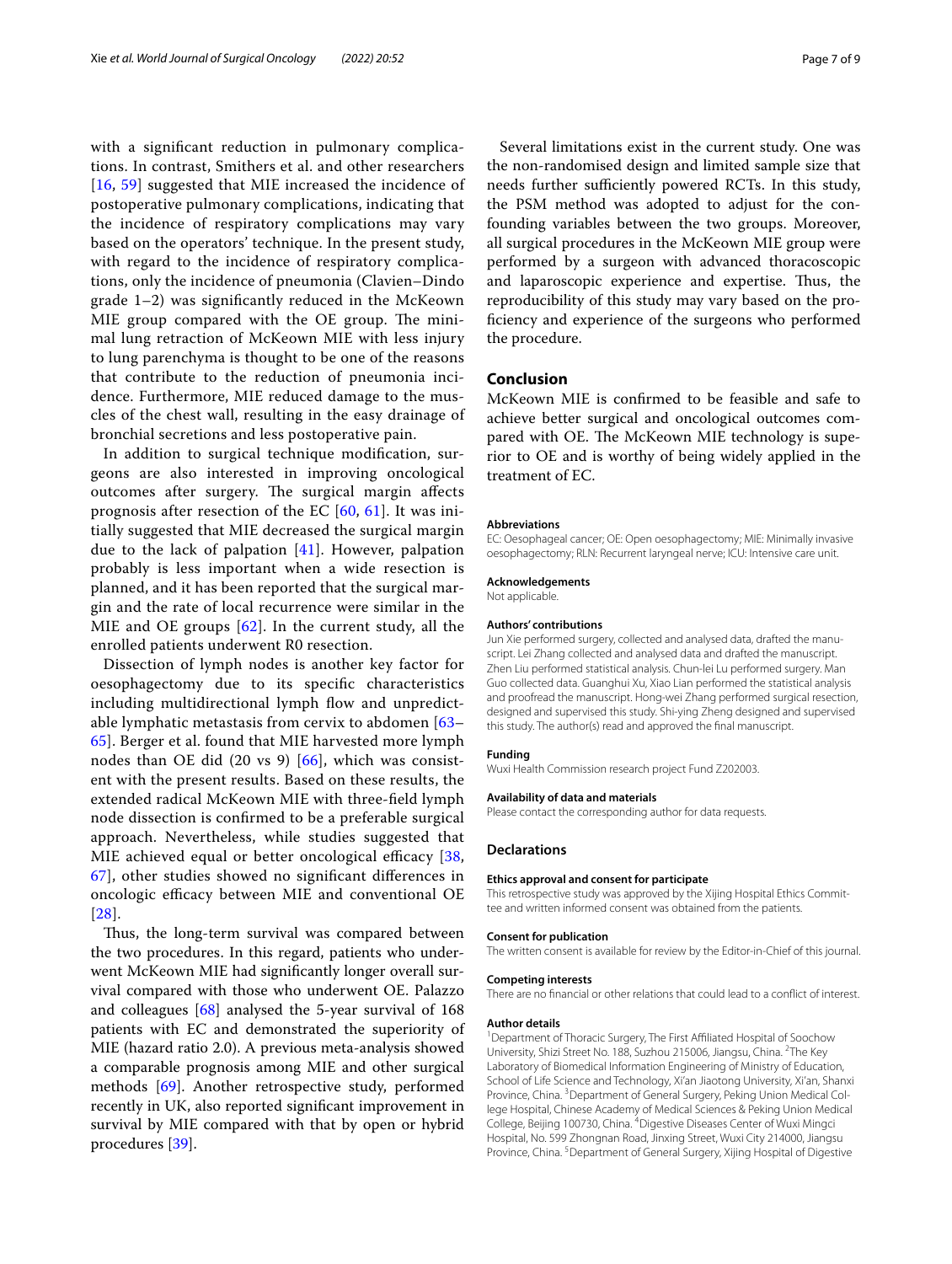with a significant reduction in pulmonary complications. In contrast, Smithers et al. and other researchers [16, 59] suggested that MIE increased the incidence of postoperative pulmonary complications, indicating that the incidence of respiratory complications may vary based on the operators' technique. In the present study, with regard to the incidence of respiratory complications, only the incidence of pneumonia (Clavien–Dindo grade 1–2) was significantly reduced in the McKeown MIE group compared with the OE group. The minimal lung retraction of McKeown MIE with less injury to lung parenchyma is thought to be one of the reasons that contribute to the reduction of pneumonia incidence. Furthermore, MIE reduced damage to the muscles of the chest wall, resulting in the easy drainage of bronchial secretions and less postoperative pain.

In addition to surgical technique modification, surgeons are also interested in improving oncological outcomes after surgery. The surgical margin affects prognosis after resection of the EC [60, 61]. It was initially suggested that MIE decreased the surgical margin due to the lack of palpation [41]. However, palpation probably is less important when a wide resection is planned, and it has been reported that the surgical margin and the rate of local recurrence were similar in the MIE and OE groups [62]. In the current study, all the enrolled patients underwent R0 resection.

Dissection of lymph nodes is another key factor for oesophagectomy due to its specific characteristics including multidirectional lymph flow and unpredictable lymphatic metastasis from cervix to abdomen [63–65]. Berger et al. found that MIE harvested more lymph nodes than OE did (20 vs 9) [66], which was consistent with the present results. Based on these results, the extended radical McKeown MIE with three-field lymph node dissection is confirmed to be a preferable surgical approach. Nevertheless, while studies suggested that MIE achieved equal or better oncological efficacy [38, 67], other studies showed no significant differences in oncologic efficacy between MIE and conventional OE [28].

Thus, the long-term survival was compared between the two procedures. In this regard, patients who underwent McKeown MIE had significantly longer overall survival compared with those who underwent OE. Palazzo and colleagues [68] analysed the 5-year survival of 168 patients with EC and demonstrated the superiority of MIE (hazard ratio 2.0). A previous meta-analysis showed a comparable prognosis among MIE and other surgical methods [69]. Another retrospective study, performed recently in UK, also reported significant improvement in survival by MIE compared with that by open or hybrid procedures [39].

Several limitations exist in the current study. One was the non-randomised design and limited sample size that needs further sufficiently powered RCTs. In this study, the PSM method was adopted to adjust for the confounding variables between the two groups. Moreover, all surgical procedures in the McKeown MIE group were performed by a surgeon with advanced thoracoscopic and laparoscopic experience and expertise. Thus, the reproducibility of this study may vary based on the proficiency and experience of the surgeons who performed the procedure.

## Conclusion

McKeown MIE is confirmed to be feasible and safe to achieve better surgical and oncological outcomes compared with OE. The McKeown MIE technology is superior to OE and is worthy of being widely applied in the treatment of EC.

#### Abbreviations

EC: Oesophageal cancer; OE: Open oesophagectomy; MIE: Minimally invasive oesophagectomy; RLN: Recurrent laryngeal nerve; ICU: Intensive care unit.

#### Acknowledgements

Not applicable.

#### Authors' contributions

Jun Xie performed surgery, collected and analysed data, drafted the manuscript. Lei Zhang collected and analysed data and drafted the manuscript. Zhen Liu performed statistical analysis. Chun-lei Lu performed surgery. Man Guo collected data. Guanghui Xu, Xiao Lian performed the statistical analysis and proofread the manuscript. Hong-wei Zhang performed surgical resection, designed and supervised this study. Shi-ying Zheng designed and supervised this study. The author(s) read and approved the final manuscript.

#### Funding

Wuxi Health Commission research project Fund Z202003.

#### Availability of data and materials

Please contact the corresponding author for data requests.

## Declarations

#### Ethics approval and consent for participate

This retrospective study was approved by the Xijing Hospital Ethics Committee and written informed consent was obtained from the patients.

#### Consent for publication

The written consent is available for review by the Editor-in-Chief of this journal.

#### Competing interests

There are no financial or other relations that could lead to a conflict of interest.

#### Author details

[1]Department of Thoracic Surgery, The First Affiliated Hospital of Soochow University, Shizi Street No. 188, Suzhou 215006, Jiangsu, China. [2]The Key Laboratory of Biomedical Information Engineering of Ministry of Education, School of Life Science and Technology, Xi'an Jiaotong University, Xi'an, Shanxi Province, China. [3]Department of General Surgery, Peking Union Medical College Hospital, Chinese Academy of Medical Sciences & Peking Union Medical College, Beijing 100730, China. [4]Digestive Diseases Center of Wuxi Mingci Hospital, No. 599 Zhongnan Road, Jinxing Street, Wuxi City 214000, Jiangsu Province, China. [5]Department of General Surgery, Xijing Hospital of Digestive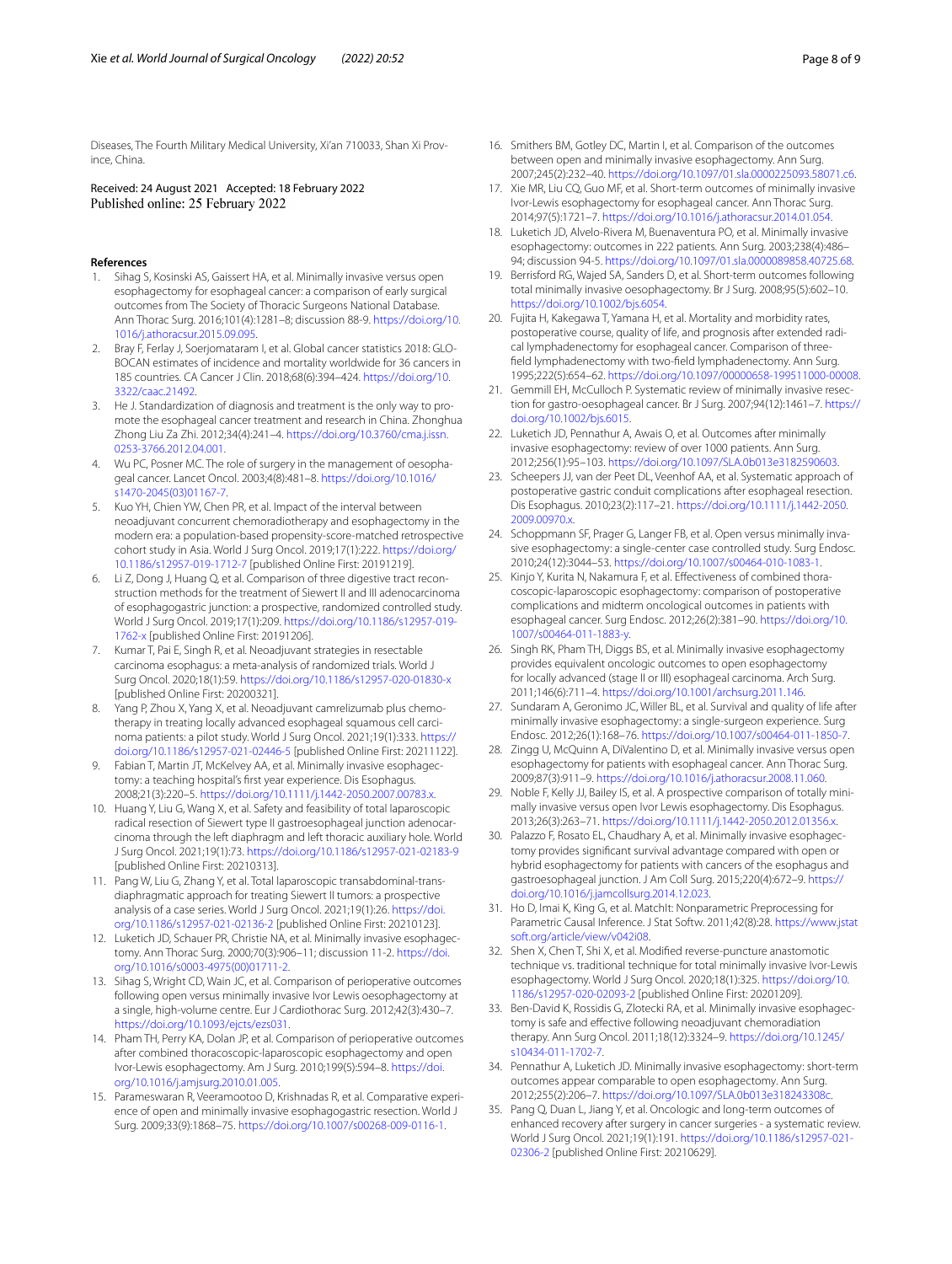Diseases, The Fourth Military Medical University, Xi'an 710033, Shan Xi Province, China.

Received: 24 August 2021 Accepted: 18 February 2022
Published online: 25 February 2022

## References

1. Sihag S, Kosinski AS, Gaissert HA, et al. Minimally invasive versus open esophagectomy for esophageal cancer: a comparison of early surgical outcomes from The Society of Thoracic Surgeons National Database. Ann Thorac Surg. 2016;101(4):1281–8; discussion 88-9. https://doi.org/10.1016/j.athoracsur.2015.09.095.
2. Bray F, Ferlay J, Soerjomataram I, et al. Global cancer statistics 2018: GLOBOCAN estimates of incidence and mortality worldwide for 36 cancers in 185 countries. CA Cancer J Clin. 2018;68(6):394–424. https://doi.org/10.3322/caac.21492.
3. He J. Standardization of diagnosis and treatment is the only way to promote the esophageal cancer treatment and research in China. Zhonghua Zhong Liu Za Zhi. 2012;34(4):241–4. https://doi.org/10.3760/cma.j.issn.0253-3766.2012.04.001.
4. Wu PC, Posner MC. The role of surgery in the management of oesophageal cancer. Lancet Oncol. 2003;4(8):481–8. https://doi.org/10.1016/s1470-2045(03)01167-7.
5. Kuo YH, Chien YW, Chen PR, et al. Impact of the interval between neoadjuvant concurrent chemoradiotherapy and esophagectomy in the modern era: a population-based propensity-score-matched retrospective cohort study in Asia. World J Surg Oncol. 2019;17(1):222. https://doi.org/10.1186/s12957-019-1712-7 [published Online First: 20191219].
6. Li Z, Dong J, Huang Q, et al. Comparison of three digestive tract reconstruction methods for the treatment of Siewert II and III adenocarcinoma of esophagogastric junction: a prospective, randomized controlled study. World J Surg Oncol. 2019;17(1):209. https://doi.org/10.1186/s12957-019-1762-x [published Online First: 20191206].
7. Kumar T, Pai E, Singh R, et al. Neoadjuvant strategies in resectable carcinoma esophagus: a meta-analysis of randomized trials. World J Surg Oncol. 2020;18(1):59. https://doi.org/10.1186/s12957-020-01830-x [published Online First: 20200321].
8. Yang P, Zhou X, Yang X, et al. Neoadjuvant camrelizumab plus chemotherapy in treating locally advanced esophageal squamous cell carcinoma patients: a pilot study. World J Surg Oncol. 2021;19(1):333. https://doi.org/10.1186/s12957-021-02446-5 [published Online First: 20211122].
9. Fabian T, Martin JT, McKelvey AA, et al. Minimally invasive esophagectomy: a teaching hospital's first year experience. Dis Esophagus. 2008;21(3):220–5. https://doi.org/10.1111/j.1442-2050.2007.00783.x.
10. Huang Y, Liu G, Wang X, et al. Safety and feasibility of total laparoscopic radical resection of Siewert type II gastroesophageal junction adenocarcinoma through the left diaphragm and left thoracic auxiliary hole. World J Surg Oncol. 2021;19(1):73. https://doi.org/10.1186/s12957-021-02183-9 [published Online First: 20210313].
11. Pang W, Liu G, Zhang Y, et al. Total laparoscopic transabdominal-transdiaphragmatic approach for treating Siewert II tumors: a prospective analysis of a case series. World J Surg Oncol. 2021;19(1):26. https://doi.org/10.1186/s12957-021-02136-2 [published Online First: 20210123].
12. Luketich JD, Schauer PR, Christie NA, et al. Minimally invasive esophagectomy. Ann Thorac Surg. 2000;70(3):906–11; discussion 11-2. https://doi.org/10.1016/s0003-4975(00)01711-2.
13. Sihag S, Wright CD, Wain JC, et al. Comparison of perioperative outcomes following open versus minimally invasive Ivor Lewis oesophagectomy at a single, high-volume centre. Eur J Cardiothorac Surg. 2012;42(3):430–7. https://doi.org/10.1093/ejcts/ezs031.
14. Pham TH, Perry KA, Dolan JP, et al. Comparison of perioperative outcomes after combined thoracoscopic-laparoscopic esophagectomy and open Ivor-Lewis esophagectomy. Am J Surg. 2010;199(5):594–8. https://doi.org/10.1016/j.amjsurg.2010.01.005.
15. Parameswaran R, Veeramootoo D, Krishnadas R, et al. Comparative experience of open and minimally invasive esophagogastric resection. World J Surg. 2009;33(9):1868–75. https://doi.org/10.1007/s00268-009-0116-1.
16. Smithers BM, Gotley DC, Martin I, et al. Comparison of the outcomes between open and minimally invasive esophagectomy. Ann Surg. 2007;245(2):232–40. https://doi.org/10.1097/01.sla.0000225093.58071.c6.
17. Xie MR, Liu CQ, Guo MF, et al. Short-term outcomes of minimally invasive Ivor-Lewis esophagectomy for esophageal cancer. Ann Thorac Surg. 2014;97(5):1721–7. https://doi.org/10.1016/j.athoracsur.2014.01.054.
18. Luketich JD, Alvelo-Rivera M, Buenaventura PO, et al. Minimally invasive esophagectomy: outcomes in 222 patients. Ann Surg. 2003;238(4):486–94; discussion 94-5. https://doi.org/10.1097/01.sla.0000089858.40725.68.
19. Berrisford RG, Wajed SA, Sanders D, et al. Short-term outcomes following total minimally invasive oesophagectomy. Br J Surg. 2008;95(5):602–10. https://doi.org/10.1002/bjs.6054.
20. Fujita H, Kakegawa T, Yamana H, et al. Mortality and morbidity rates, postoperative course, quality of life, and prognosis after extended radical lymphadenectomy for esophageal cancer. Comparison of three-field lymphadenectomy with two-field lymphadenectomy. Ann Surg. 1995;222(5):654–62. https://doi.org/10.1097/00000658-199511000-00008.
21. Gemmill EH, McCulloch P. Systematic review of minimally invasive resection for gastro-oesophageal cancer. Br J Surg. 2007;94(12):1461–7. https://doi.org/10.1002/bjs.6015.
22. Luketich JD, Pennathur A, Awais O, et al. Outcomes after minimally invasive esophagectomy: review of over 1000 patients. Ann Surg. 2012;256(1):95–103. https://doi.org/10.1097/SLA.0b013e3182590603.
23. Scheepers JJ, van der Peet DL, Veenhof AA, et al. Systematic approach of postoperative gastric conduit complications after esophageal resection. Dis Esophagus. 2010;23(2):117–21. https://doi.org/10.1111/j.1442-2050.2009.00970.x.
24. Schoppmann SF, Prager G, Langer FB, et al. Open versus minimally invasive esophagectomy: a single-center case controlled study. Surg Endosc. 2010;24(12):3044–53. https://doi.org/10.1007/s00464-010-1083-1.
25. Kinjo Y, Kurita N, Nakamura F, et al. Effectiveness of combined thoracoscopic-laparoscopic esophagectomy: comparison of postoperative complications and midterm oncological outcomes in patients with esophageal cancer. Surg Endosc. 2012;26(2):381–90. https://doi.org/10.1007/s00464-011-1883-y.
26. Singh RK, Pham TH, Diggs BS, et al. Minimally invasive esophagectomy provides equivalent oncologic outcomes to open esophagectomy for locally advanced (stage II or III) esophageal carcinoma. Arch Surg. 2011;146(6):711–4. https://doi.org/10.1001/archsurg.2011.146.
27. Sundaram A, Geronimo JC, Willer BL, et al. Survival and quality of life after minimally invasive esophagectomy: a single-surgeon experience. Surg Endosc. 2012;26(1):168–76. https://doi.org/10.1007/s00464-011-1850-7.
28. Zingg U, McQuinn A, DiValentino D, et al. Minimally invasive versus open esophagectomy for patients with esophageal cancer. Ann Thorac Surg. 2009;87(3):911–9. https://doi.org/10.1016/j.athoracsur.2008.11.060.
29. Noble F, Kelly JJ, Bailey IS, et al. A prospective comparison of totally minimally invasive versus open Ivor Lewis esophagectomy. Dis Esophagus. 2013;26(3):263–71. https://doi.org/10.1111/j.1442-2050.2012.01356.x.
30. Palazzo F, Rosato EL, Chaudhary A, et al. Minimally invasive esophagectomy provides significant survival advantage compared with open or hybrid esophagectomy for patients with cancers of the esophagus and gastroesophageal junction. J Am Coll Surg. 2015;220(4):672–9. https://doi.org/10.1016/j.jamcollsurg.2014.12.023.
31. Ho D, Imai K, King G, et al. MatchIt: Nonparametric Preprocessing for Parametric Causal Inference. J Stat Softw. 2011;42(8):28. https://www.jstatsoft.org/article/view/v042i08.
32. Shen X, Chen T, Shi X, et al. Modified reverse-puncture anastomotic technique vs. traditional technique for total minimally invasive Ivor-Lewis esophagectomy. World J Surg Oncol. 2020;18(1):325. https://doi.org/10.1186/s12957-020-02093-2 [published Online First: 20201209].
33. Ben-David K, Rossidis G, Zlotecki RA, et al. Minimally invasive esophagectomy is safe and effective following neoadjuvant chemoradiation therapy. Ann Surg Oncol. 2011;18(12):3324–9. https://doi.org/10.1245/s10434-011-1702-7.
34. Pennathur A, Luketich JD. Minimally invasive esophagectomy: short-term outcomes appear comparable to open esophagectomy. Ann Surg. 2012;255(2):206–7. https://doi.org/10.1097/SLA.0b013e318243308c.
35. Pang Q, Duan L, Jiang Y, et al. Oncologic and long-term outcomes of enhanced recovery after surgery in cancer surgeries - a systematic review. World J Surg Oncol. 2021;19(1):191. https://doi.org/10.1186/s12957-021-02306-2 [published Online First: 20210629].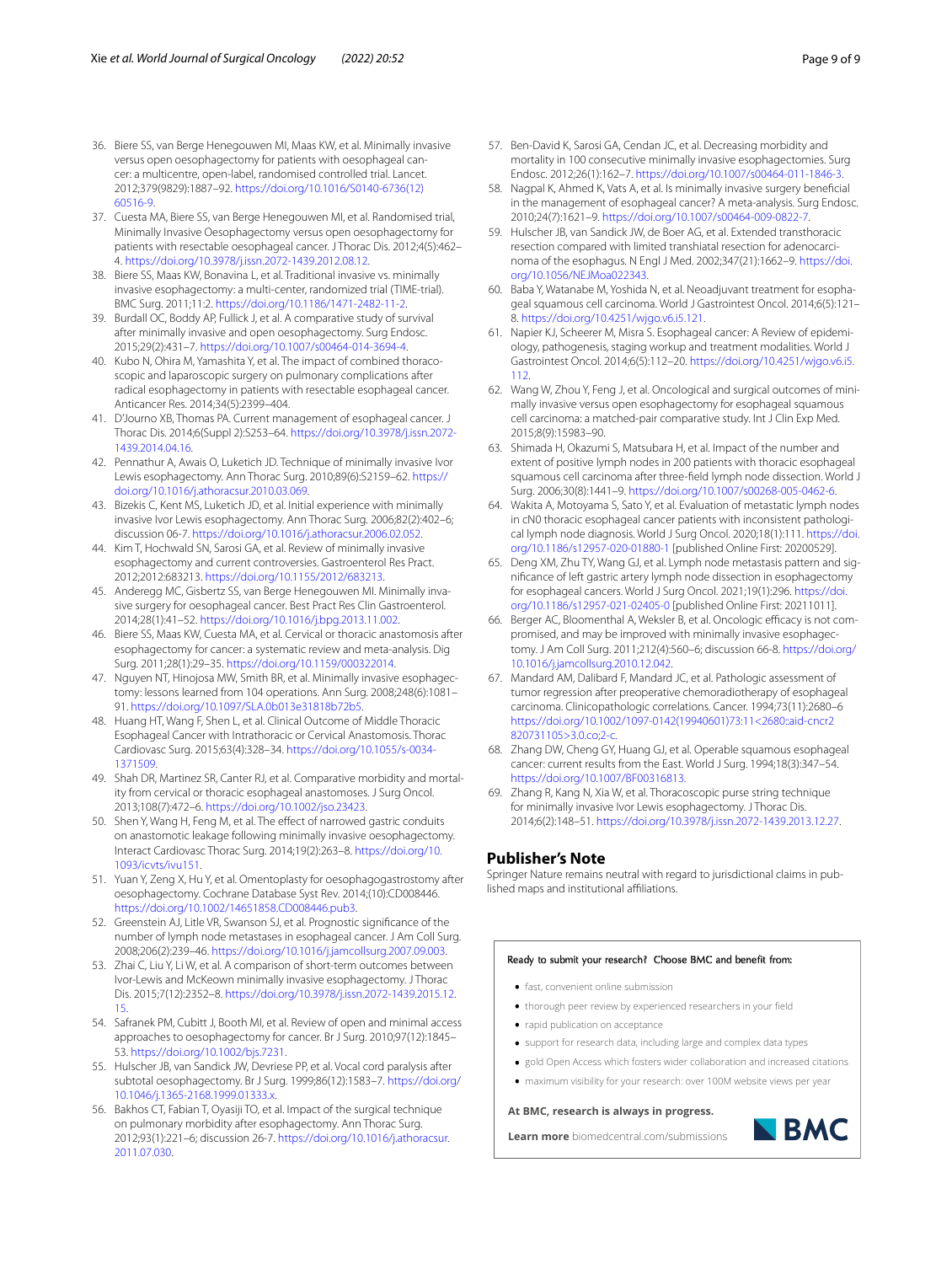36. Biere SS, van Berge Henegouwen MI, Maas KW, et al. Minimally invasive versus open oesophagectomy for patients with oesophageal cancer: a multicentre, open-label, randomised controlled trial. Lancet. 2012;379(9829):1887–92. https://doi.org/10.1016/S0140-6736(12)60516-9.
37. Cuesta MA, Biere SS, van Berge Henegouwen MI, et al. Randomised trial, Minimally Invasive Oesophagectomy versus open oesophagectomy for patients with resectable oesophageal cancer. J Thorac Dis. 2012;4(5):462–4. https://doi.org/10.3978/j.issn.2072-1439.2012.08.12.
38. Biere SS, Maas KW, Bonavina L, et al. Traditional invasive vs. minimally invasive esophagectomy: a multi-center, randomized trial (TIME-trial). BMC Surg. 2011;11:2. https://doi.org/10.1186/1471-2482-11-2.
39. Burdall OC, Boddy AP, Fullick J, et al. A comparative study of survival after minimally invasive and open oesophagectomy. Surg Endosc. 2015;29(2):431–7. https://doi.org/10.1007/s00464-014-3694-4.
40. Kubo N, Ohira M, Yamashita Y, et al. The impact of combined thoracoscopic and laparoscopic surgery on pulmonary complications after radical esophagectomy in patients with resectable esophageal cancer. Anticancer Res. 2014;34(5):2399–404.
41. D'Journo XB, Thomas PA. Current management of esophageal cancer. J Thorac Dis. 2014;6(Suppl 2):S253–64. https://doi.org/10.3978/j.issn.2072-1439.2014.04.16.
42. Pennathur A, Awais O, Luketich JD. Technique of minimally invasive Ivor Lewis esophagectomy. Ann Thorac Surg. 2010;89(6):S2159–62. https://doi.org/10.1016/j.athoracsur.2010.03.069.
43. Bizekis C, Kent MS, Luketich JD, et al. Initial experience with minimally invasive Ivor Lewis esophagectomy. Ann Thorac Surg. 2006;82(2):402–6; discussion 06-7. https://doi.org/10.1016/j.athoracsur.2006.02.052.
44. Kim T, Hochwald SN, Sarosi GA, et al. Review of minimally invasive esophagectomy and current controversies. Gastroenterol Res Pract. 2012;2012:683213. https://doi.org/10.1155/2012/683213.
45. Anderegg MC, Gisbertz SS, van Berge Henegouwen MI. Minimally invasive surgery for oesophageal cancer. Best Pract Res Clin Gastroenterol. 2014;28(1):41–52. https://doi.org/10.1016/j.bpg.2013.11.002.
46. Biere SS, Maas KW, Cuesta MA, et al. Cervical or thoracic anastomosis after esophagectomy for cancer: a systematic review and meta-analysis. Dig Surg. 2011;28(1):29–35. https://doi.org/10.1159/000322014.
47. Nguyen NT, Hinojosa MW, Smith BR, et al. Minimally invasive esophagectomy: lessons learned from 104 operations. Ann Surg. 2008;248(6):1081–91. https://doi.org/10.1097/SLA.0b013e31818b72b5.
48. Huang HT, Wang F, Shen L, et al. Clinical Outcome of Middle Thoracic Esophageal Cancer with Intrathoracic or Cervical Anastomosis. Thorac Cardiovasc Surg. 2015;63(4):328–34. https://doi.org/10.1055/s-0034-1371509.
49. Shah DR, Martinez SR, Canter RJ, et al. Comparative morbidity and mortality from cervical or thoracic esophageal anastomoses. J Surg Oncol. 2013;108(7):472–6. https://doi.org/10.1002/jso.23423.
50. Shen Y, Wang H, Feng M, et al. The effect of narrowed gastric conduits on anastomotic leakage following minimally invasive oesophagectomy. Interact Cardiovasc Thorac Surg. 2014;19(2):263–8. https://doi.org/10.1093/icvts/ivu151.
51. Yuan Y, Zeng X, Hu Y, et al. Omentoplasty for oesophagogastrostomy after oesophagectomy. Cochrane Database Syst Rev. 2014;(10):CD008446. https://doi.org/10.1002/14651858.CD008446.pub3.
52. Greenstein AJ, Litle VR, Swanson SJ, et al. Prognostic significance of the number of lymph node metastases in esophageal cancer. J Am Coll Surg. 2008;206(2):239–46. https://doi.org/10.1016/j.jamcollsurg.2007.09.003.
53. Zhai C, Liu Y, Li W, et al. A comparison of short-term outcomes between Ivor-Lewis and McKeown minimally invasive esophagectomy. J Thorac Dis. 2015;7(12):2352–8. https://doi.org/10.3978/j.issn.2072-1439.2015.12.15.
54. Safranek PM, Cubitt J, Booth MI, et al. Review of open and minimal access approaches to oesophagectomy for cancer. Br J Surg. 2010;97(12):1845–53. https://doi.org/10.1002/bjs.7231.
55. Hulscher JB, van Sandick JW, Devriese PP, et al. Vocal cord paralysis after subtotal oesophagectomy. Br J Surg. 1999;86(12):1583–7. https://doi.org/10.1046/j.1365-2168.1999.01333.x.
56. Bakhos CT, Fabian T, Oyasiji TO, et al. Impact of the surgical technique on pulmonary morbidity after esophagectomy. Ann Thorac Surg. 2012;93(1):221–6; discussion 26-7. https://doi.org/10.1016/j.athoracsur.2011.07.030.
57. Ben-David K, Sarosi GA, Cendan JC, et al. Decreasing morbidity and mortality in 100 consecutive minimally invasive esophagectomies. Surg Endosc. 2012;26(1):162–7. https://doi.org/10.1007/s00464-011-1846-3.
58. Nagpal K, Ahmed K, Vats A, et al. Is minimally invasive surgery beneficial in the management of esophageal cancer? A meta-analysis. Surg Endosc. 2010;24(7):1621–9. https://doi.org/10.1007/s00464-009-0822-7.
59. Hulscher JB, van Sandick JW, de Boer AG, et al. Extended transthoracic resection compared with limited transhiatal resection for adenocarcinoma of the esophagus. N Engl J Med. 2002;347(21):1662–9. https://doi.org/10.1056/NEJMoa022343.
60. Baba Y, Watanabe M, Yoshida N, et al. Neoadjuvant treatment for esophageal squamous cell carcinoma. World J Gastrointest Oncol. 2014;6(5):121–8. https://doi.org/10.4251/wjgo.v6.i5.121.
61. Napier KJ, Scheerer M, Misra S. Esophageal cancer: A Review of epidemiology, pathogenesis, staging workup and treatment modalities. World J Gastrointest Oncol. 2014;6(5):112–20. https://doi.org/10.4251/wjgo.v6.i5.112.
62. Wang W, Zhou Y, Feng J, et al. Oncological and surgical outcomes of minimally invasive versus open esophagectomy for esophageal squamous cell carcinoma: a matched-pair comparative study. Int J Clin Exp Med. 2015;8(9):15983–90.
63. Shimada H, Okazumi S, Matsubara H, et al. Impact of the number and extent of positive lymph nodes in 200 patients with thoracic esophageal squamous cell carcinoma after three-field lymph node dissection. World J Surg. 2006;30(8):1441–9. https://doi.org/10.1007/s00268-005-0462-6.
64. Wakita A, Motoyama S, Sato Y, et al. Evaluation of metastatic lymph nodes in cN0 thoracic esophageal cancer patients with inconsistent pathological lymph node diagnosis. World J Surg Oncol. 2020;18(1):111. https://doi.org/10.1186/s12957-020-01880-1 [published Online First: 20200529].
65. Deng XM, Zhu TY, Wang GJ, et al. Lymph node metastasis pattern and significance of left gastric artery lymph node dissection in esophagectomy for esophageal cancers. World J Surg Oncol. 2021;19(1):296. https://doi.org/10.1186/s12957-021-02405-0 [published Online First: 20211011].
66. Berger AC, Bloomenthal A, Weksler B, et al. Oncologic efficacy is not compromised, and may be improved with minimally invasive esophagectomy. J Am Coll Surg. 2011;212(4):560–6; discussion 66-8. https://doi.org/10.1016/j.jamcollsurg.2010.12.042.
67. Mandard AM, Dalibard F, Mandard JC, et al. Pathologic assessment of tumor regression after preoperative chemoradiotherapy of esophageal carcinoma. Clinicopathologic correlations. Cancer. 1994;73(11):2680–6 https://doi.org/10.1002/1097-0142(19940601)73:11<2680::aid-cncr2820731105>3.0.co;2-c.
68. Zhang DW, Cheng GY, Huang GJ, et al. Operable squamous esophageal cancer: current results from the East. World J Surg. 1994;18(3):347–54. https://doi.org/10.1007/BF00316813.
69. Zhang R, Kang N, Xia W, et al. Thoracoscopic purse string technique for minimally invasive Ivor Lewis esophagectomy. J Thorac Dis. 2014;6(2):148–51. https://doi.org/10.3978/j.issn.2072-1439.2013.12.27.

## Publisher's Note

Springer Nature remains neutral with regard to jurisdictional claims in published maps and institutional affiliations.

Ready to submit your research? Choose BMC and benefit from:

- fast, convenient online submission
- thorough peer review by experienced researchers in your field
- rapid publication on acceptance
- support for research data, including large and complex data types
- gold Open Access which fosters wider collaboration and increased citations
- maximum visibility for your research: over 100M website views per year

**At BMC, research is always in progress.**

**Learn more** biomedcentral.com/submissions

BMC